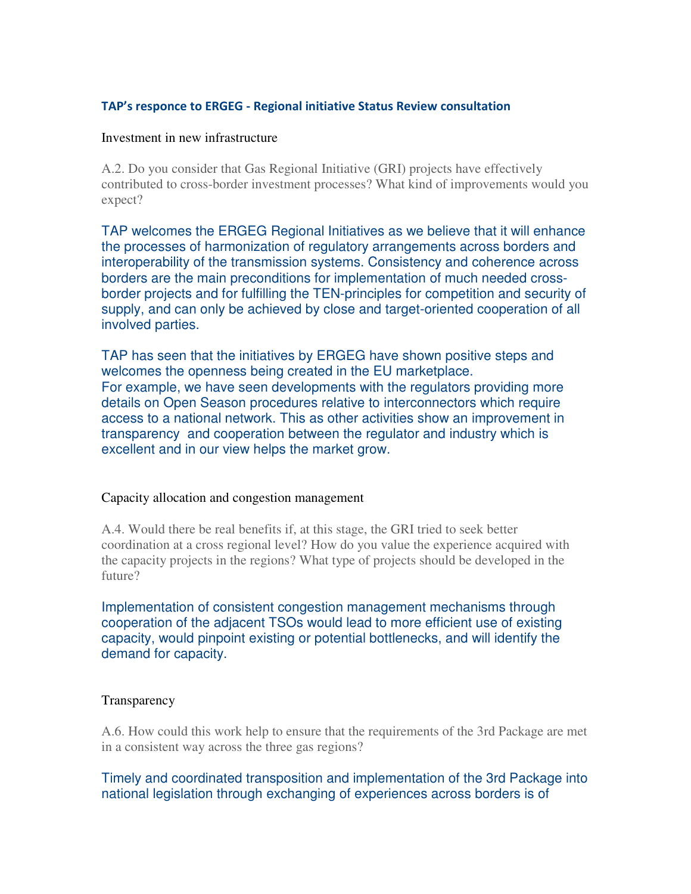## TAP's responce to ERGEG - Regional initiative Status Review consultation

### Investment in new infrastructure

A.2. Do you consider that Gas Regional Initiative (GRI) projects have effectively contributed to cross-border investment processes? What kind of improvements would you expect?

TAP welcomes the ERGEG Regional Initiatives as we believe that it will enhance the processes of harmonization of regulatory arrangements across borders and interoperability of the transmission systems. Consistency and coherence across borders are the main preconditions for implementation of much needed cross-border projects and for fulfilling the TEN-principles for competition and security of supply, and can only be achieved by close and target-oriented cooperation of all involved parties.

TAP has seen that the initiatives by ERGEG have shown positive steps and welcomes the openness being created in the EU marketplace.
For example, we have seen developments with the regulators providing more details on Open Season procedures relative to interconnectors which require access to a national network. This as other activities show an improvement in transparency and cooperation between the regulator and industry which is excellent and in our view helps the market grow.

### Capacity allocation and congestion management

A.4. Would there be real benefits if, at this stage, the GRI tried to seek better coordination at a cross regional level? How do you value the experience acquired with the capacity projects in the regions? What type of projects should be developed in the future?

Implementation of consistent congestion management mechanisms through cooperation of the adjacent TSOs would lead to more efficient use of existing capacity, would pinpoint existing or potential bottlenecks, and will identify the demand for capacity.

### Transparency

A.6. How could this work help to ensure that the requirements of the 3rd Package are met in a consistent way across the three gas regions?

Timely and coordinated transposition and implementation of the 3rd Package into national legislation through exchanging of experiences across borders is of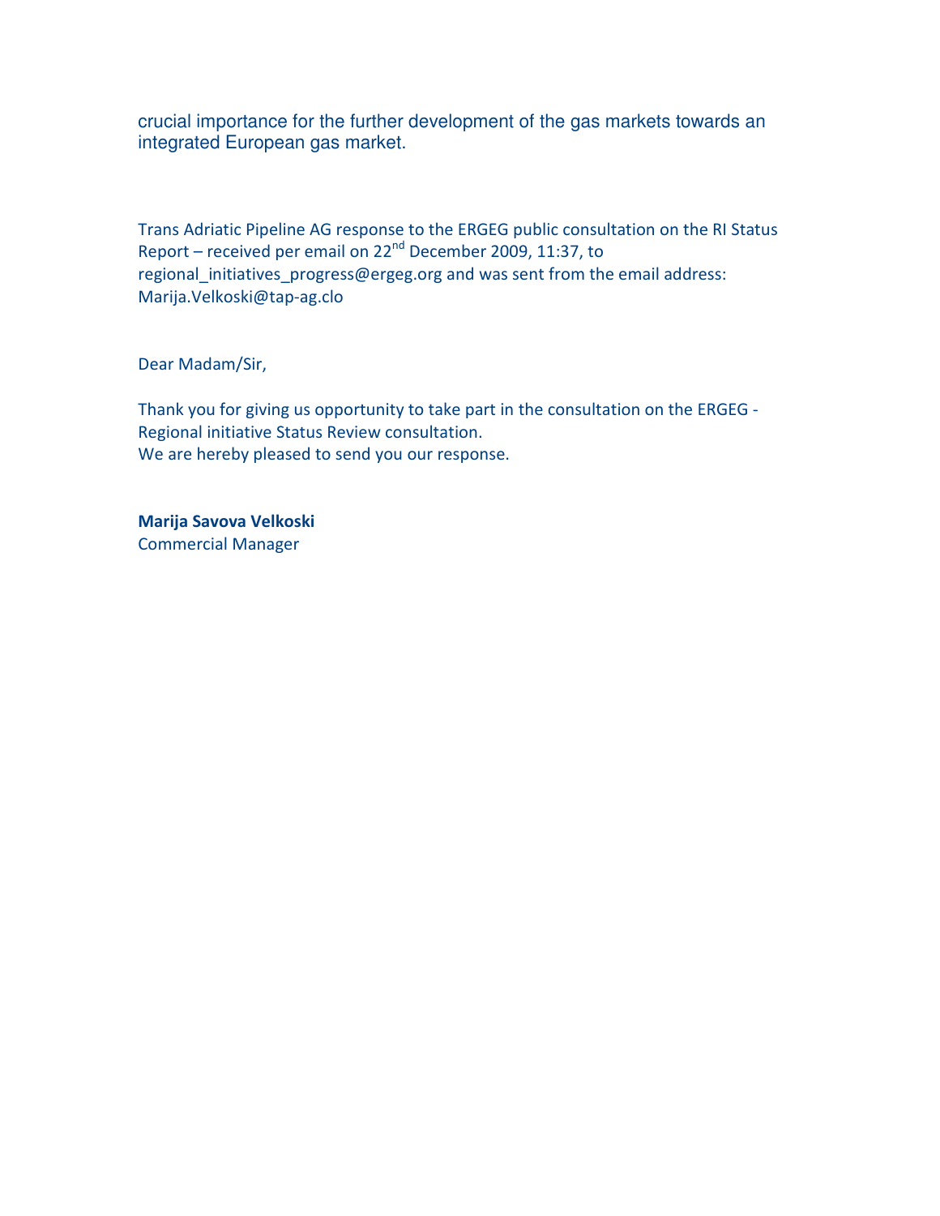crucial importance for the further development of the gas markets towards an integrated European gas market.

Trans Adriatic Pipeline AG response to the ERGEG public consultation on the RI Status Report – received per email on 22nd December 2009, 11:37, to regional_initiatives_progress@ergeg.org and was sent from the email address: Marija.Velkoski@tap-ag.clo

Dear Madam/Sir,

Thank you for giving us opportunity to take part in the consultation on the ERGEG - Regional initiative Status Review consultation.
We are hereby pleased to send you our response.

**Marija Savova Velkoski**
Commercial Manager